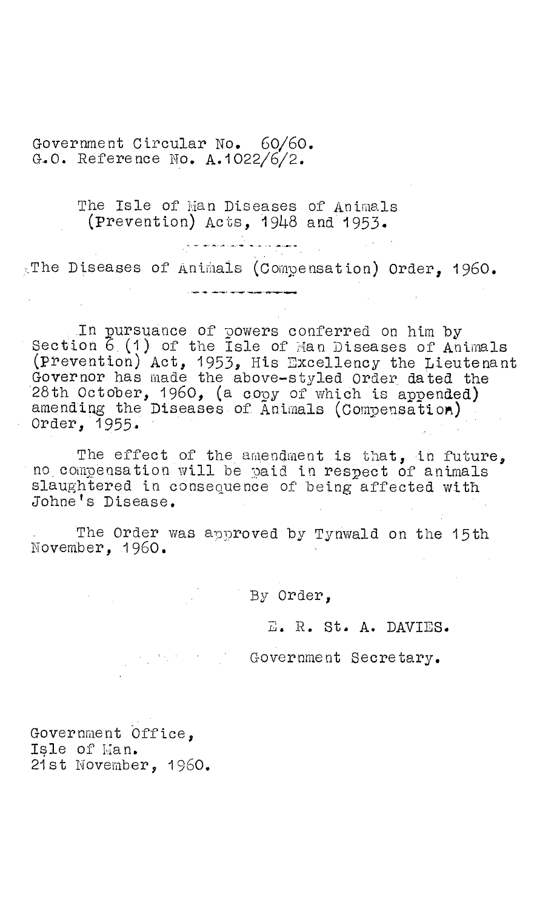Government Circular No. 60/60.
G.O. Reference No. A.1022/6/2.

## The Isle of Man Diseases of Animals (Prevention) Acts, 1948 and 1953.

## The Diseases of Animals (Compensation) Order, 1960.

In pursuance of powers conferred on him by Section 6 (1) of the Isle of Man Diseases of Animals (Prevention) Act, 1953, His Excellency the Lieutenant Governor has made the above-styled Order dated the 28th October, 1960, (a copy of which is appended) amending the Diseases of Animals (Compensation) Order, 1955.

The effect of the amendment is that, in future, no compensation will be paid in respect of animals slaughtered in consequence of being affected with Johne's Disease.

The Order was approved by Tynwald on the 15th November, 1960.

By Order,

E. R. St. A. DAVIES.

Government Secretary.

Government Office,
Isle of Man.
21st November, 1960.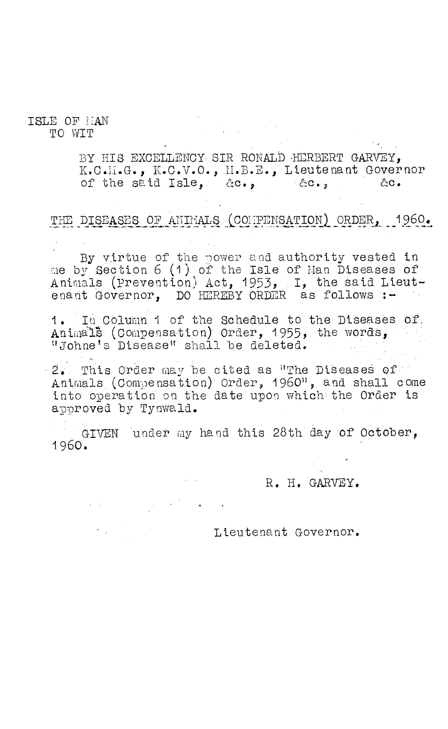ISLE OF MAN
TO WIT

BY HIS EXCELLENCY SIR RONALD HERBERT GARVEY, K.C.M.G., K.C.V.O., M.B.E., Lieutenant Governor of the said Isle, &c., &c., &c.

# THE DISEASES OF ANIMALS (COMPENSATION) ORDER, 1960.

By virtue of the power and authority vested in me by Section 6 (1) of the Isle of Man Diseases of Animals (Prevention) Act, 1953, I, the said Lieutenant Governor, DO HEREBY ORDER as follows :-

1. In Column 1 of the Schedule to the Diseases of Animals (Compensation) Order, 1955, the words, "Johne's Disease" shall be deleted.

2. This Order may be cited as "The Diseases of Animals (Compensation) Order, 1960", and shall come into operation on the date upon which the Order is approved by Tynwald.

GIVEN under my hand this 28th day of October, 1960.

R. H. GARVEY.

Lieutenant Governor.